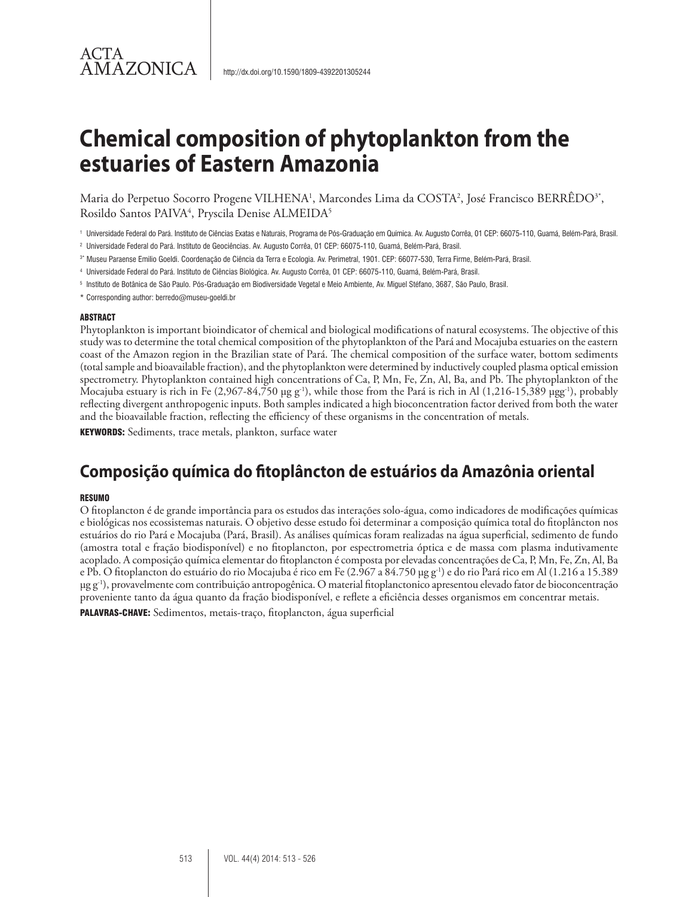ACTA AMAZONICA

http://dx.doi.org/10.1590/1809-4392201305244

# Chemical composition of phytoplankton from the estuaries of Eastern Amazonia

Maria do Perpetuo Socorro Progene VILHENA[1], Marcondes Lima da COSTA[2], José Francisco BERRÊDO[3*], Rosildo Santos PAIVA[4], Pryscila Denise ALMEIDA[5]

[1] Universidade Federal do Pará. Instituto de Ciências Exatas e Naturais, Programa de Pós-Graduação em Química. Av. Augusto Corrêa, 01 CEP: 66075-110, Guamá, Belém-Pará, Brasil.

[2] Universidade Federal do Pará. Instituto de Geociências. Av. Augusto Corrêa, 01 CEP: 66075-110, Guamá, Belém-Pará, Brasil.

[3*] Museu Paraense Emilio Goeldi. Coordenação de Ciência da Terra e Ecologia. Av. Perimetral, 1901. CEP: 66077-530, Terra Firme, Belém-Pará, Brasil.

[4] Universidade Federal do Pará. Instituto de Ciências Biológica. Av. Augusto Corrêa, 01 CEP: 66075-110, Guamá, Belém-Pará, Brasil.

[5] Instituto de Botânica de São Paulo. Pós-Graduação em Biodiversidade Vegetal e Meio Ambiente, Av. Miguel Stéfano, 3687, São Paulo, Brasil.

\* Corresponding author: berredo@museu-goeldi.br

#### ABSTRACT

Phytoplankton is important bioindicator of chemical and biological modifications of natural ecosystems. The objective of this study was to determine the total chemical composition of the phytoplankton of the Pará and Mocajuba estuaries on the eastern coast of the Amazon region in the Brazilian state of Pará. The chemical composition of the surface water, bottom sediments (total sample and bioavailable fraction), and the phytoplankton were determined by inductively coupled plasma optical emission spectrometry. Phytoplankton contained high concentrations of Ca, P, Mn, Fe, Zn, Al, Ba, and Pb. The phytoplankton of the Mocajuba estuary is rich in Fe (2,967-84,750 μg $g^{-1}$), while those from the Pará is rich in Al (1,216-15,389 μg$g^{-1}$), probably reflecting divergent anthropogenic inputs. Both samples indicated a high bioconcentration factor derived from both the water and the bioavailable fraction, reflecting the efficiency of these organisms in the concentration of metals.

**KEYWORDS:** Sediments, trace metals, plankton, surface water

## Composição química do fitoplâncton de estuários da Amazônia oriental

#### RESUMO

O fitoplancton é de grande importância para os estudos das interações solo-água, como indicadores de modificações químicas e biológicas nos ecossistemas naturais. O objetivo desse estudo foi determinar a composição química total do fitoplâncton nos estuários do rio Pará e Mocajuba (Pará, Brasil). As análises químicas foram realizadas na água superficial, sedimento de fundo (amostra total e fração biodisponível) e no fitoplancton, por espectrometria óptica e de massa com plasma indutivamente acoplado. A composição química elementar do fitoplancton é composta por elevadas concentrações de Ca, P, Mn, Fe, Zn, Al, Ba e Pb. O fitoplancton do estuário do rio Mocajuba é rico em Fe (2.967 a 84.750 μg $g^{-1}$) e do rio Pará rico em Al (1.216 a 15.389 μg $g^{-1}$), provavelmente com contribuição antropogênica. O material fitoplanctonico apresentou elevado fator de bioconcentração proveniente tanto da água quanto da fração biodisponível, e reflete a eficiência desses organismos em concentrar metais.

**PALAVRAS-CHAVE:** Sedimentos, metais-traço, fitoplancton, água superficial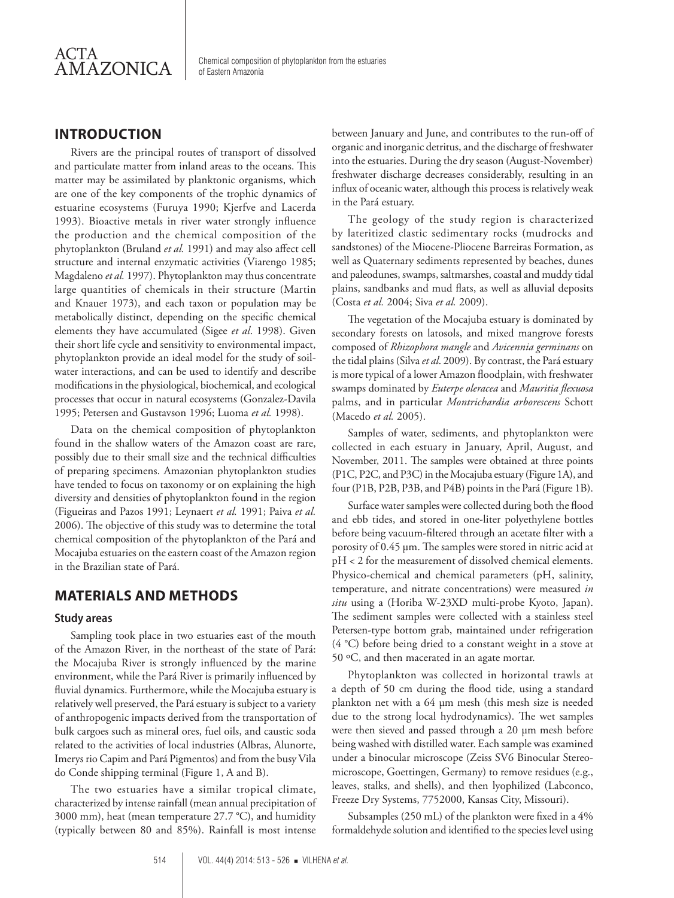## INTRODUCTION

Rivers are the principal routes of transport of dissolved and particulate matter from inland areas to the oceans. This matter may be assimilated by planktonic organisms, which are one of the key components of the trophic dynamics of estuarine ecosystems (Furuya 1990; Kjerfve and Lacerda 1993). Bioactive metals in river water strongly influence the production and the chemical composition of the phytoplankton (Bruland *et al.* 1991) and may also affect cell structure and internal enzymatic activities (Viarengo 1985; Magdaleno *et al.* 1997). Phytoplankton may thus concentrate large quantities of chemicals in their structure (Martin and Knauer 1973), and each taxon or population may be metabolically distinct, depending on the specific chemical elements they have accumulated (Sigee *et al*. 1998). Given their short life cycle and sensitivity to environmental impact, phytoplankton provide an ideal model for the study of soil-water interactions, and can be used to identify and describe modifications in the physiological, biochemical, and ecological processes that occur in natural ecosystems (Gonzalez-Davila 1995; Petersen and Gustavson 1996; Luoma *et al.* 1998).

Data on the chemical composition of phytoplankton found in the shallow waters of the Amazon coast are rare, possibly due to their small size and the technical difficulties of preparing specimens. Amazonian phytoplankton studies have tended to focus on taxonomy or on explaining the high diversity and densities of phytoplankton found in the region (Figueiras and Pazos 1991; Leynaert *et al.* 1991; Paiva *et al.* 2006). The objective of this study was to determine the total chemical composition of the phytoplankton of the Pará and Mocajuba estuaries on the eastern coast of the Amazon region in the Brazilian state of Pará.

## MATERIALS AND METHODS

### Study areas

Sampling took place in two estuaries east of the mouth of the Amazon River, in the northeast of the state of Pará: the Mocajuba River is strongly influenced by the marine environment, while the Pará River is primarily influenced by fluvial dynamics. Furthermore, while the Mocajuba estuary is relatively well preserved, the Pará estuary is subject to a variety of anthropogenic impacts derived from the transportation of bulk cargoes such as mineral ores, fuel oils, and caustic soda related to the activities of local industries (Albras, Alunorte, Imerys rio Capim and Pará Pigmentos) and from the busy Vila do Conde shipping terminal (Figure 1, A and B).

The two estuaries have a similar tropical climate, characterized by intense rainfall (mean annual precipitation of 3000 mm), heat (mean temperature 27.7 °C), and humidity (typically between 80 and 85%). Rainfall is most intense between January and June, and contributes to the run-off of organic and inorganic detritus, and the discharge of freshwater into the estuaries. During the dry season (August-November) freshwater discharge decreases considerably, resulting in an influx of oceanic water, although this process is relatively weak in the Pará estuary.

The geology of the study region is characterized by lateritized clastic sedimentary rocks (mudrocks and sandstones) of the Miocene-Pliocene Barreiras Formation, as well as Quaternary sediments represented by beaches, dunes and paleodunes, swamps, saltmarshes, coastal and muddy tidal plains, sandbanks and mud flats, as well as alluvial deposits (Costa *et al.* 2004; Siva *et al.* 2009).

The vegetation of the Mocajuba estuary is dominated by secondary forests on latosols, and mixed mangrove forests composed of *Rhizophora mangle* and *Avicennia germinans* on the tidal plains (Silva *et al*. 2009). By contrast, the Pará estuary is more typical of a lower Amazon floodplain, with freshwater swamps dominated by *Euterpe oleracea* and *Mauritia flexuosa* palms, and in particular *Montrichardia arborescens* Schott (Macedo *et al.* 2005).

Samples of water, sediments, and phytoplankton were collected in each estuary in January, April, August, and November, 2011. The samples were obtained at three points (P1C, P2C, and P3C) in the Mocajuba estuary (Figure 1A), and four (P1B, P2B, P3B, and P4B) points in the Pará (Figure 1B).

Surface water samples were collected during both the flood and ebb tides, and stored in one-liter polyethylene bottles before being vacuum-filtered through an acetate filter with a porosity of 0.45 µm. The samples were stored in nitric acid at pH < 2 for the measurement of dissolved chemical elements. Physico-chemical and chemical parameters (pH, salinity, temperature, and nitrate concentrations) were measured *in situ* using a (Horiba W-23XD multi-probe Kyoto, Japan). The sediment samples were collected with a stainless steel Petersen-type bottom grab, maintained under refrigeration (4 °C) before being dried to a constant weight in a stove at 50 ºC, and then macerated in an agate mortar.

Phytoplankton was collected in horizontal trawls at a depth of 50 cm during the flood tide, using a standard plankton net with a 64 µm mesh (this mesh size is needed due to the strong local hydrodynamics). The wet samples were then sieved and passed through a 20 µm mesh before being washed with distilled water. Each sample was examined under a binocular microscope (Zeiss SV6 Binocular Stereomicroscope, Goettingen, Germany) to remove residues (e.g., leaves, stalks, and shells), and then lyophilized (Labconco, Freeze Dry Systems, 7752000, Kansas City, Missouri).

Subsamples (250 mL) of the plankton were fixed in a 4% formaldehyde solution and identified to the species level using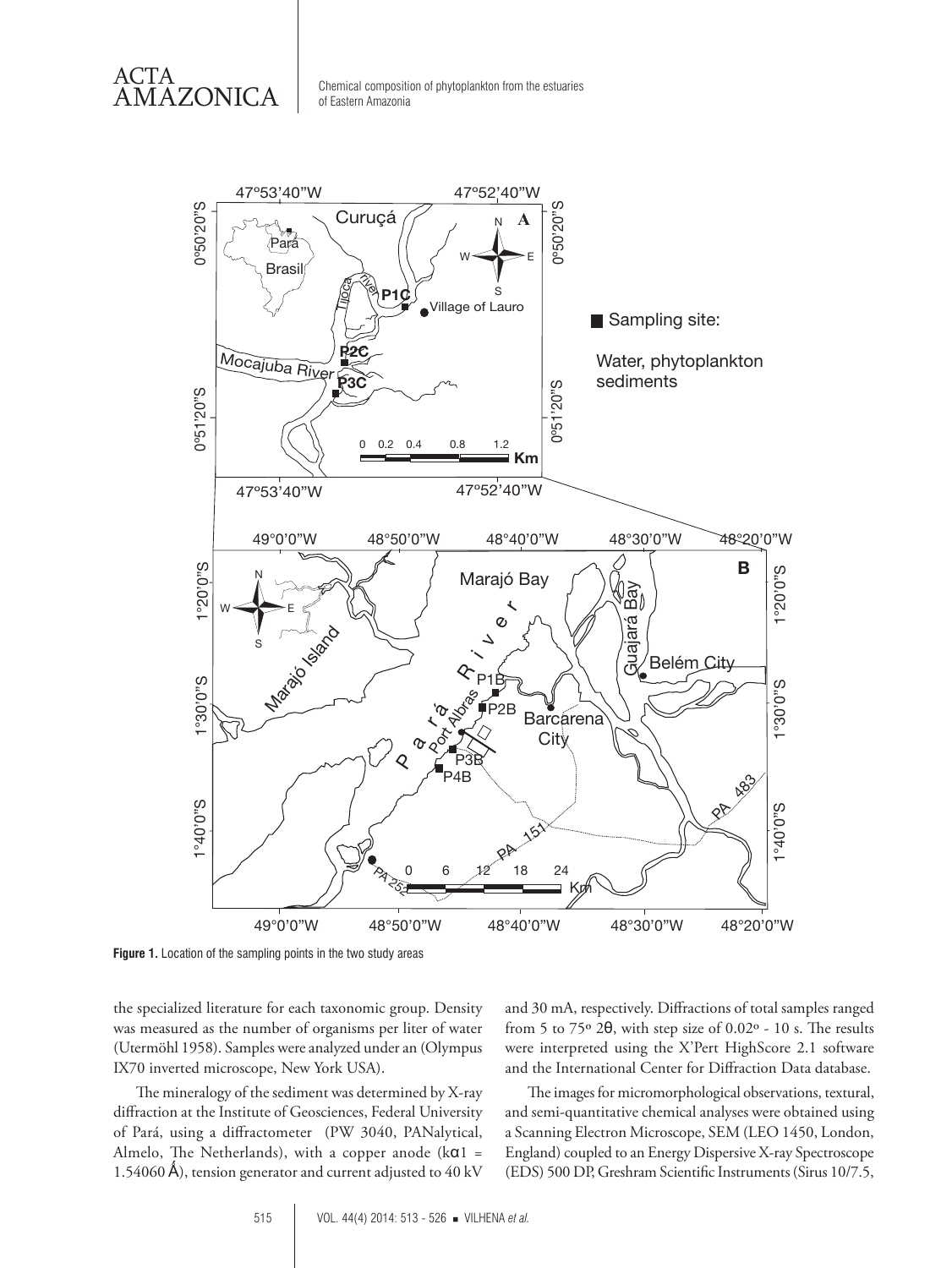Figure 1. Location of the sampling points in the two study areas

the specialized literature for each taxonomic group. Density was measured as the number of organisms per liter of water (Utermöhl 1958). Samples were analyzed under an (Olympus IX70 inverted microscope, New York USA).

The mineralogy of the sediment was determined by X-ray diffraction at the Institute of Geosciences, Federal University of Pará, using a diffractometer (PW 3040, PANalytical, Almelo, The Netherlands), with a copper anode ($k\alpha 1$ = 1.54060 Å), tension generator and current adjusted to 40 kV and 30 mA, respectively. Diffractions of total samples ranged from 5 to 75º 2θ, with step size of 0.02º - 10 s. The results were interpreted using the X'Pert HighScore 2.1 software and the International Center for Diffraction Data database.

The images for micromorphological observations, textural, and semi-quantitative chemical analyses were obtained using a Scanning Electron Microscope, SEM (LEO 1450, London, England) coupled to an Energy Dispersive X-ray Spectroscope (EDS) 500 DP, Greshram Scientific Instruments (Sirus 10/7.5,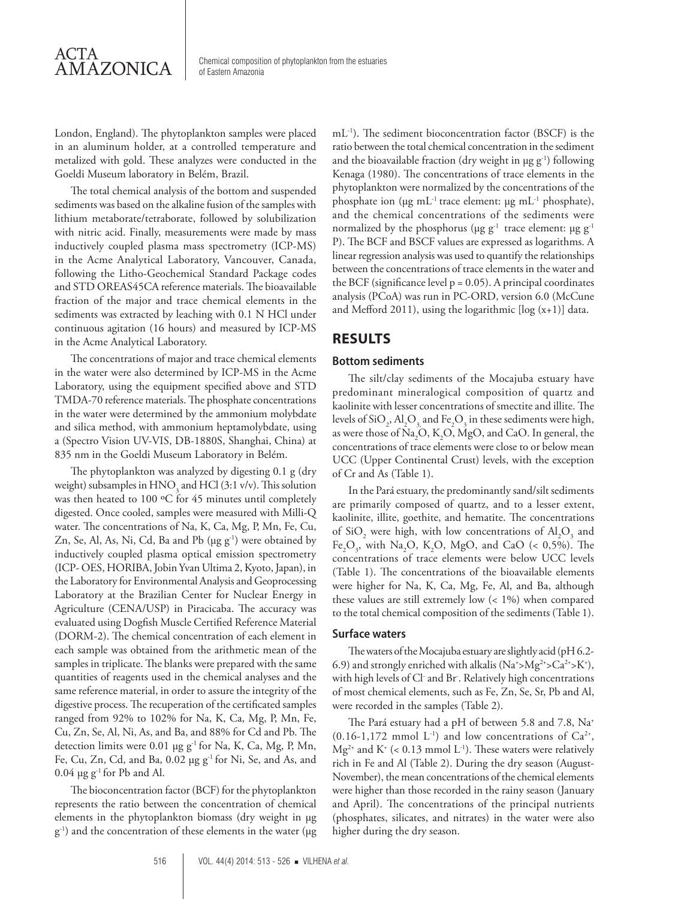London, England). The phytoplankton samples were placed in an aluminum holder, at a controlled temperature and metalized with gold. These analyzes were conducted in the Goeldi Museum laboratory in Belém, Brazil.

The total chemical analysis of the bottom and suspended sediments was based on the alkaline fusion of the samples with lithium metaborate/tetraborate, followed by solubilization with nitric acid. Finally, measurements were made by mass inductively coupled plasma mass spectrometry (ICP-MS) in the Acme Analytical Laboratory, Vancouver, Canada, following the Litho-Geochemical Standard Package codes and STD OREAS45CA reference materials. The bioavailable fraction of the major and trace chemical elements in the sediments was extracted by leaching with 0.1 N HCl under continuous agitation (16 hours) and measured by ICP-MS in the Acme Analytical Laboratory.

The concentrations of major and trace chemical elements in the water were also determined by ICP-MS in the Acme Laboratory, using the equipment specified above and STD TMDA-70 reference materials. The phosphate concentrations in the water were determined by the ammonium molybdate and silica method, with ammonium heptamolybdate, using a (Spectro Vision UV-VIS, DB-1880S, Shanghai, China) at 835 nm in the Goeldi Museum Laboratory in Belém.

The phytoplankton was analyzed by digesting 0.1 g (dry weight) subsamples in $HNO_3$ and HCl (3:1 v/v). This solution was then heated to 100 ºC for 45 minutes until completely digested. Once cooled, samples were measured with Milli-Q water. The concentrations of Na, K, Ca, Mg, P, Mn, Fe, Cu, Zn, Se, Al, As, Ni, Cd, Ba and Pb (µg $g^{-1}$) were obtained by inductively coupled plasma optical emission spectrometry (ICP- OES, HORIBA, Jobin Yvan Ultima 2, Kyoto, Japan), in the Laboratory for Environmental Analysis and Geoprocessing Laboratory at the Brazilian Center for Nuclear Energy in Agriculture (CENA/USP) in Piracicaba. The accuracy was evaluated using Dogfish Muscle Certified Reference Material (DORM-2). The chemical concentration of each element in each sample was obtained from the arithmetic mean of the samples in triplicate. The blanks were prepared with the same quantities of reagents used in the chemical analyses and the same reference material, in order to assure the integrity of the digestive process. The recuperation of the certificated samples ranged from 92% to 102% for Na, K, Ca, Mg, P, Mn, Fe, Cu, Zn, Se, Al, Ni, As, and Ba, and 88% for Cd and Pb. The detection limits were 0.01 µg $g^{-1}$ for Na, K, Ca, Mg, P, Mn, Fe, Cu, Zn, Cd, and Ba, 0.02 µg $g^{-1}$ for Ni, Se, and As, and 0.04 µg $g^{-1}$ for Pb and Al.

The bioconcentration factor (BCF) for the phytoplankton represents the ratio between the concentration of chemical elements in the phytoplankton biomass (dry weight in µg $g^{-1}$) and the concentration of these elements in the water (µg $mL^{-1}$). The sediment bioconcentration factor (BSCF) is the ratio between the total chemical concentration in the sediment and the bioavailable fraction (dry weight in µg $g^{-1}$) following Kenaga (1980). The concentrations of trace elements in the phytoplankton were normalized by the concentrations of the phosphate ion (µg $mL^{-1}$ trace element: µg $mL^{-1}$ phosphate), and the chemical concentrations of the sediments were normalized by the phosphorus (µg $g^{-1}$ trace element: µg $g^{-1}$ P). The BCF and BSCF values are expressed as logarithms. A linear regression analysis was used to quantify the relationships between the concentrations of trace elements in the water and the BCF (significance level p = 0.05). A principal coordinates analysis (PCoA) was run in PC-ORD, version 6.0 (McCune and Mefford 2011), using the logarithmic [log (x+1)] data.

## RESULTS

### Bottom sediments

The silt/clay sediments of the Mocajuba estuary have predominant mineralogical composition of quartz and kaolinite with lesser concentrations of smectite and illite. The levels of $SiO_2$, $Al_2O_3$ and $Fe_2O_3$ in these sediments were high, as were those of $Na_2O$, $K_2O$, MgO, and CaO. In general, the concentrations of trace elements were close to or below mean UCC (Upper Continental Crust) levels, with the exception of Cr and As (Table 1).

In the Pará estuary, the predominantly sand/silt sediments are primarily composed of quartz, and to a lesser extent, kaolinite, illite, goethite, and hematite. The concentrations of $SiO_2$ were high, with low concentrations of $Al_2O_3$ and $Fe_2O_3$, with $Na_2O$, $K_2O$, MgO, and CaO (< 0,5%). The concentrations of trace elements were below UCC levels (Table 1). The concentrations of the bioavailable elements were higher for Na, K, Ca, Mg, Fe, Al, and Ba, although these values are still extremely low (< 1%) when compared to the total chemical composition of the sediments (Table 1).

### Surface waters

The waters of the Mocajuba estuary are slightly acid (pH 6.2-6.9) and strongly enriched with alkalis ($Na^{+}$>$Mg^{2+}$>$Ca^{2+}$>$K^{+}$), with high levels of $Cl^{-}$ and $Br^{-}$. Relatively high concentrations of most chemical elements, such as Fe, Zn, Se, Sr, Pb and Al, were recorded in the samples (Table 2).

The Pará estuary had a pH of between 5.8 and 7.8, $Na^{+}$ (0.16-1,172 mmol $L^{-1}$) and low concentrations of $Ca^{2+}$, $Mg^{2+}$ and $K^{+}$ (< 0.13 mmol $L^{-1}$). These waters were relatively rich in Fe and Al (Table 2). During the dry season (August-November), the mean concentrations of the chemical elements were higher than those recorded in the rainy season (January and April). The concentrations of the principal nutrients (phosphates, silicates, and nitrates) in the water were also higher during the dry season.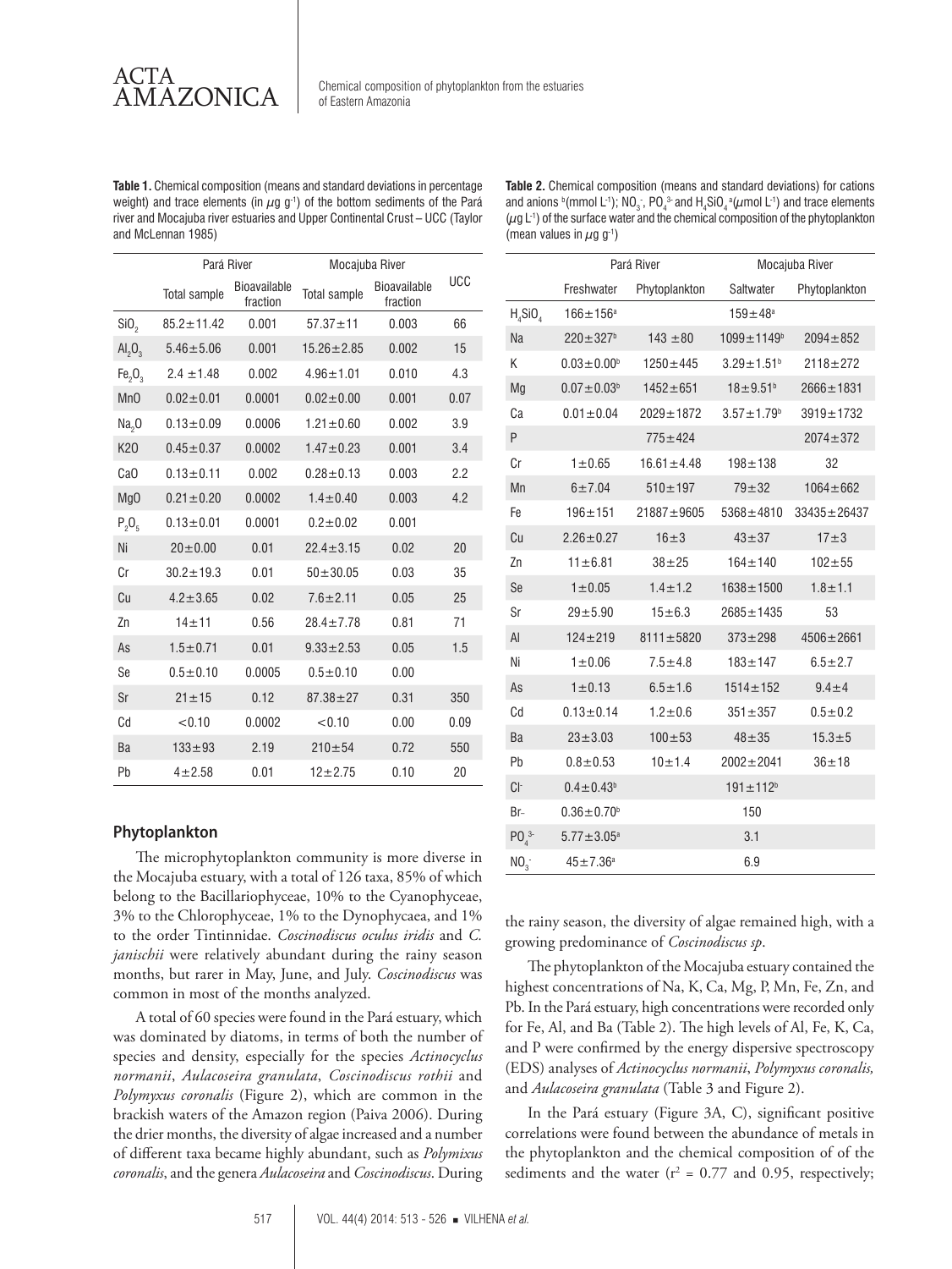**Table 1.** Chemical composition (means and standard deviations in percentage weight) and trace elements (in $\mu g\ g^{-1}$) of the bottom sediments of the Pará river and Mocajuba river estuaries and Upper Continental Crust – UCC (Taylor and McLennan 1985)

| | Pará River | | Mocajuba River | | UCC |
|---|---|---|---|---|---|
| | Total sample | Bioavailable fraction | Total sample | Bioavailable fraction | |
| $SiO_2$ | 85.2±11.42 | 0.001 | 57.37±11 | 0.003 | 66 |
| $Al_2O_3$ | 5.46±5.06 | 0.001 | 15.26±2.85 | 0.002 | 15 |
| $Fe_2O_3$ | 2.4 ±1.48 | 0.002 | 4.96±1.01 | 0.010 | 4.3 |
| MnO | 0.02±0.01 | 0.0001 | 0.02±0.00 | 0.001 | 0.07 |
| $Na_2O$ | 0.13±0.09 | 0.0006 | 1.21±0.60 | 0.002 | 3.9 |
| K2O | 0.45±0.37 | 0.0002 | 1.47±0.23 | 0.001 | 3.4 |
| CaO | 0.13±0.11 | 0.002 | 0.28±0.13 | 0.003 | 2.2 |
| MgO | 0.21±0.20 | 0.0002 | 1.4±0.40 | 0.003 | 4.2 |
| $P_2O_5$ | 0.13±0.01 | 0.0001 | 0.2±0.02 | 0.001 | |
| Ni | 20±0.00 | 0.01 | 22.4±3.15 | 0.02 | 20 |
| Cr | 30.2±19.3 | 0.01 | 50±30.05 | 0.03 | 35 |
| Cu | 4.2±3.65 | 0.02 | 7.6±2.11 | 0.05 | 25 |
| Zn | 14±11 | 0.56 | 28.4±7.78 | 0.81 | 71 |
| As | 1.5±0.71 | 0.01 | 9.33±2.53 | 0.05 | 1.5 |
| Se | 0.5±0.10 | 0.0005 | 0.5±0.10 | 0.00 | |
| Sr | 21±15 | 0.12 | 87.38±27 | 0.31 | 350 |
| Cd | <0.10 | 0.0002 | <0.10 | 0.00 | 0.09 |
| Ba | 133±93 | 2.19 | 210±54 | 0.72 | 550 |
| Pb | 4±2.58 | 0.01 | 12±2.75 | 0.10 | 20 |

## Phytoplankton

The microphytoplankton community is more diverse in the Mocajuba estuary, with a total of 126 taxa, 85% of which belong to the Bacillariophyceae, 10% to the Cyanophyceae, 3% to the Chlorophyceae, 1% to the Dynophycaea, and 1% to the order Tintinnidae. *Coscinodiscus oculus iridis* and *C. janischii* were relatively abundant during the rainy season months, but rarer in May, June, and July. *Coscinodiscus* was common in most of the months analyzed.

A total of 60 species were found in the Pará estuary, which was dominated by diatoms, in terms of both the number of species and density, especially for the species *Actinocyclus normanii*, *Aulacoseira granulata*, *Coscinodiscus rothii* and *Polymyxus coronalis* (Figure 2), which are common in the brackish waters of the Amazon region (Paiva 2006). During the drier months, the diversity of algae increased and a number of different taxa became highly abundant, such as *Polymixus coronalis*, and the genera *Aulacoseira* and *Coscinodiscus*. During the rainy season, the diversity of algae remained high, with a growing predominance of *Coscinodiscus sp*.

**Table 2.** Chemical composition (means and standard deviations) for cations and anions [b]($mmol\ L^{-1}$); $NO_3^-$, $PO_4^{3-}$ and $H_4SiO_4$ [a]($\mu mol\ L^{-1}$) and trace elements ($\mu g\ L^{-1}$) of the surface water and the chemical composition of the phytoplankton (mean values in $\mu g\ g^{-1}$)

| | Pará River | | Mocajuba River | |
|---|---|---|---|---|
| | Freshwater | Phytoplankton | Saltwater | Phytoplankton |
| $H_4SiO_4$ | 166±156[a] | | 159±48[a] | |
| Na | 220±327[b] | 143 ±80 | 1099±1149[b] | 2094±852 |
| K | 0.03±0.00[b] | 1250±445 | 3.29±1.51[b] | 2118±272 |
| Mg | 0.07±0.03[b] | 1452±651 | 18±9.51[b] | 2666±1831 |
| Ca | 0.01±0.04 | 2029±1872 | 3.57±1.79[b] | 3919±1732 |
| P | | 775±424 | | 2074±372 |
| Cr | 1±0.65 | 16.61±4.48 | 198±138 | 32 |
| Mn | 6±7.04 | 510±197 | 79±32 | 1064±662 |
| Fe | 196±151 | 21887±9605 | 5368±4810 | 33435±26437 |
| Cu | 2.26±0.27 | 16±3 | 43±37 | 17±3 |
| Zn | 11±6.81 | 38±25 | 164±140 | 102±55 |
| Se | 1±0.05 | 1.4±1.2 | 1638±1500 | 1.8±1.1 |
| Sr | 29±5.90 | 15±6.3 | 2685±1435 | 53 |
| Al | 124±219 | 8111±5820 | 373±298 | 4506±2661 |
| Ni | 1±0.06 | 7.5±4.8 | 183±147 | 6.5±2.7 |
| As | 1±0.13 | 6.5±1.6 | 1514±152 | 9.4±4 |
| Cd | 0.13±0.14 | 1.2±0.6 | 351±357 | 0.5±0.2 |
| Ba | 23±3.03 | 100±53 | 48±35 | 15.3±5 |
| Pb | 0.8±0.53 | 10±1.4 | 2002±2041 | 36±18 |
| $Cl^-$ | 0.4±0.43[b] | | 191±112[b] | |
| $Br^-$ | 0.36±0.70[b] | | 150 | |
| $PO_4^{3-}$ | 5.77±3.05[a] | | 3.1 | |
| $NO_3^-$ | 45±7.36[a] | | 6.9 | |

The phytoplankton of the Mocajuba estuary contained the highest concentrations of Na, K, Ca, Mg, P, Mn, Fe, Zn, and Pb. In the Pará estuary, high concentrations were recorded only for Fe, Al, and Ba (Table 2). The high levels of Al, Fe, K, Ca, and P were confirmed by the energy dispersive spectroscopy (EDS) analyses of *Actinocyclus normanii*, *Polymyxus coronalis,* and *Aulacoseira granulata* (Table 3 and Figure 2).

In the Pará estuary (Figure 3A, C), significant positive correlations were found between the abundance of metals in the phytoplankton and the chemical composition of of the sediments and the water ($r^2$ = 0.77 and 0.95, respectively;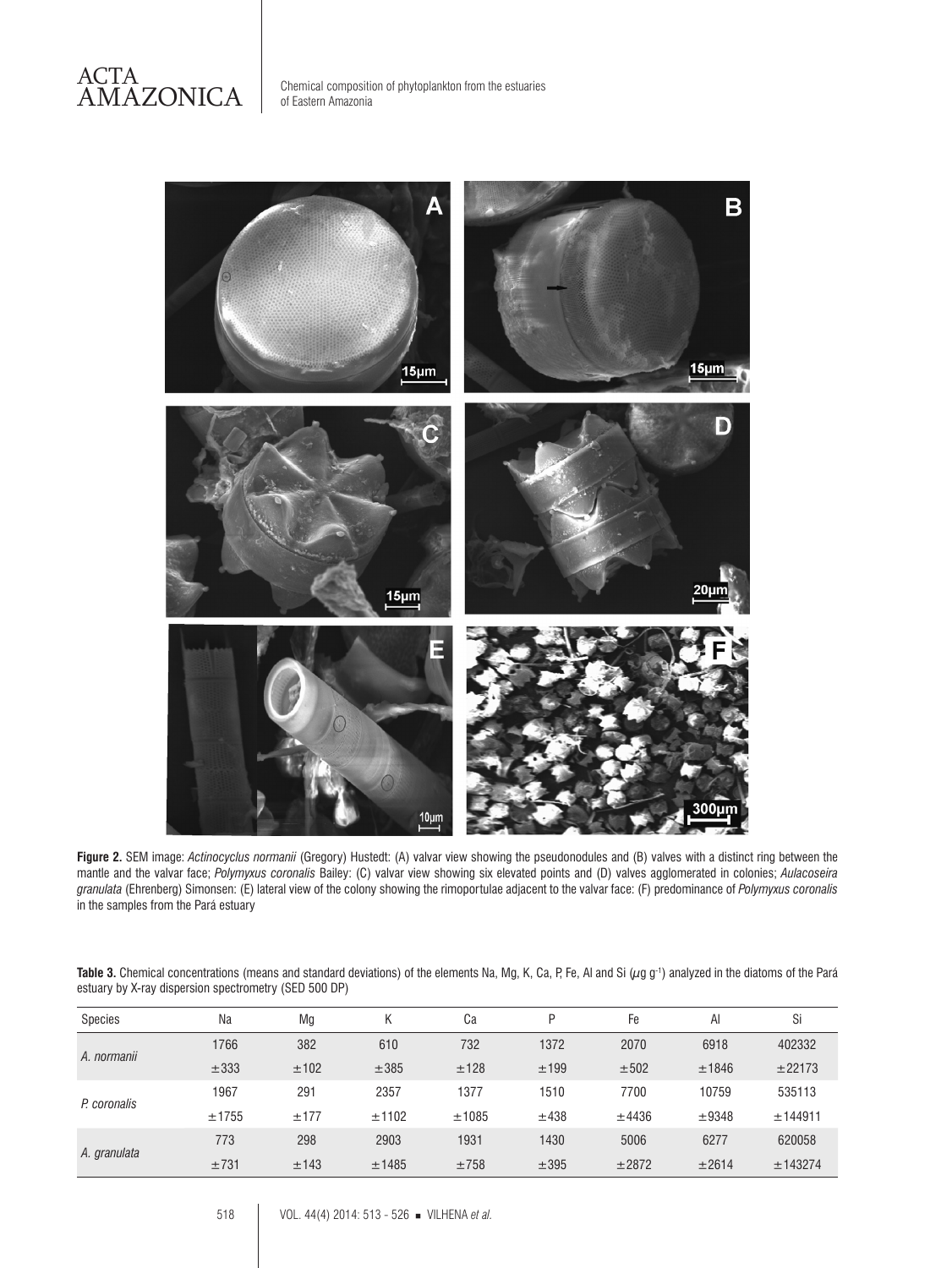**Figure 2.** SEM image: *Actinocyclus normanii* (Gregory) Hustedt: (A) valvar view showing the pseudonodules and (B) valves with a distinct ring between the mantle and the valvar face; *Polymyxus coronalis* Bailey: (C) valvar view showing six elevated points and (D) valves agglomerated in colonies; *Aulacoseira granulata* (Ehrenberg) Simonsen: (E) lateral view of the colony showing the rimoportulae adjacent to the valvar face: (F) predominance of *Polymyxus coronalis* in the samples from the Pará estuary

**Table 3.** Chemical concentrations (means and standard deviations) of the elements Na, Mg, K, Ca, P, Fe, Al and Si ($\mu$g g$^{-1}$) analyzed in the diatoms of the Pará estuary by X-ray dispersion spectrometry (SED 500 DP)

| Species | Na | Mg | K | Ca | P | Fe | Al | Si |
|---|---|---|---|---|---|---|---|---|
| *A. normanii* | 1766 | 382 | 610 | 732 | 1372 | 2070 | 6918 | 402332 |
| | ±333 | ±102 | ±385 | ±128 | ±199 | ±502 | ±1846 | ±22173 |
| *P. coronalis* | 1967 | 291 | 2357 | 1377 | 1510 | 7700 | 10759 | 535113 |
| | ±1755 | ±177 | ±1102 | ±1085 | ±438 | ±4436 | ±9348 | ±144911 |
| *A. granulata* | 773 | 298 | 2903 | 1931 | 1430 | 5006 | 6277 | 620058 |
| | ±731 | ±143 | ±1485 | ±758 | ±395 | ±2872 | ±2614 | ±143274 |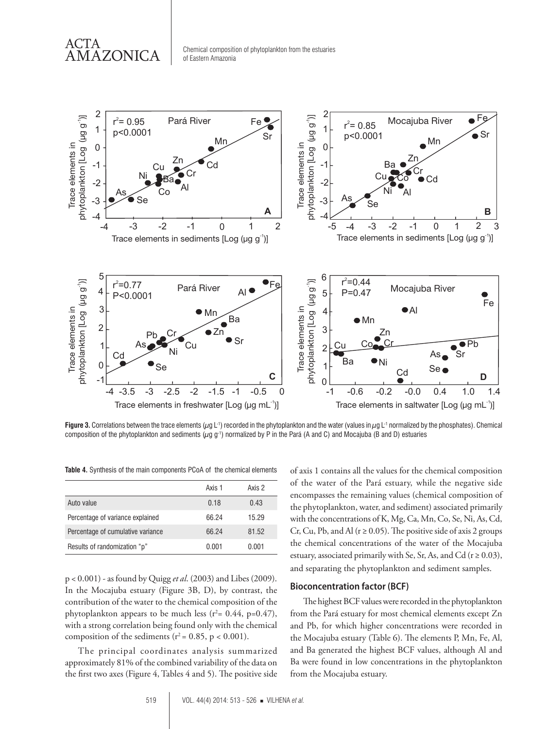**Figure 3.** Correlations between the trace elements (µg $L^{-1}$) recorded in the phytoplankton and the water (values in µg $L^{-1}$ normalized by the phosphates). Chemical composition of the phytoplankton and sediments (µg $g^{-1}$) normalized by P in the Pará (A and C) and Mocajuba (B and D) estuaries

**Table 4.** Synthesis of the main components PCoA of the chemical elements

| | Axis 1 | Axis 2 |
|---|---|---|
| Auto value | 0.18 | 0.43 |
| Percentage of variance explained | 66.24 | 15.29 |
| Percentage of cumulative variance | 66.24 | 81.52 |
| Results of randomization "p" | 0.001 | 0.001 |

$p < 0.001$) - as found by Quigg *et al*. (2003) and Libes (2009). In the Mocajuba estuary (Figure 3B, D), by contrast, the contribution of the water to the chemical composition of the phytoplankton appears to be much less ($r^2$= 0.44, p=0.47), with a strong correlation being found only with the chemical composition of the sediments ($r^2$ = 0.85, $p < 0.001$).

The principal coordinates analysis summarized approximately 81% of the combined variability of the data on the first two axes (Figure 4, Tables 4 and 5). The positive side of axis 1 contains all the values for the chemical composition of the water of the Pará estuary, while the negative side encompasses the remaining values (chemical composition of the phytoplankton, water, and sediment) associated primarily with the concentrations of K, Mg, Ca, Mn, Co, Se, Ni, As, Cd, Cr, Cu, Pb, and Al ($r \geq 0.05$). The positive side of axis 2 groups the chemical concentrations of the water of the Mocajuba estuary, associated primarily with Se, Sr, As, and Cd ($r \geq 0.03$), and separating the phytoplankton and sediment samples.

## Bioconcentration factor (BCF)

The highest BCF values were recorded in the phytoplankton from the Pará estuary for most chemical elements except Zn and Pb, for which higher concentrations were recorded in the Mocajuba estuary (Table 6). The elements P, Mn, Fe, Al, and Ba generated the highest BCF values, although Al and Ba were found in low concentrations in the phytoplankton from the Mocajuba estuary.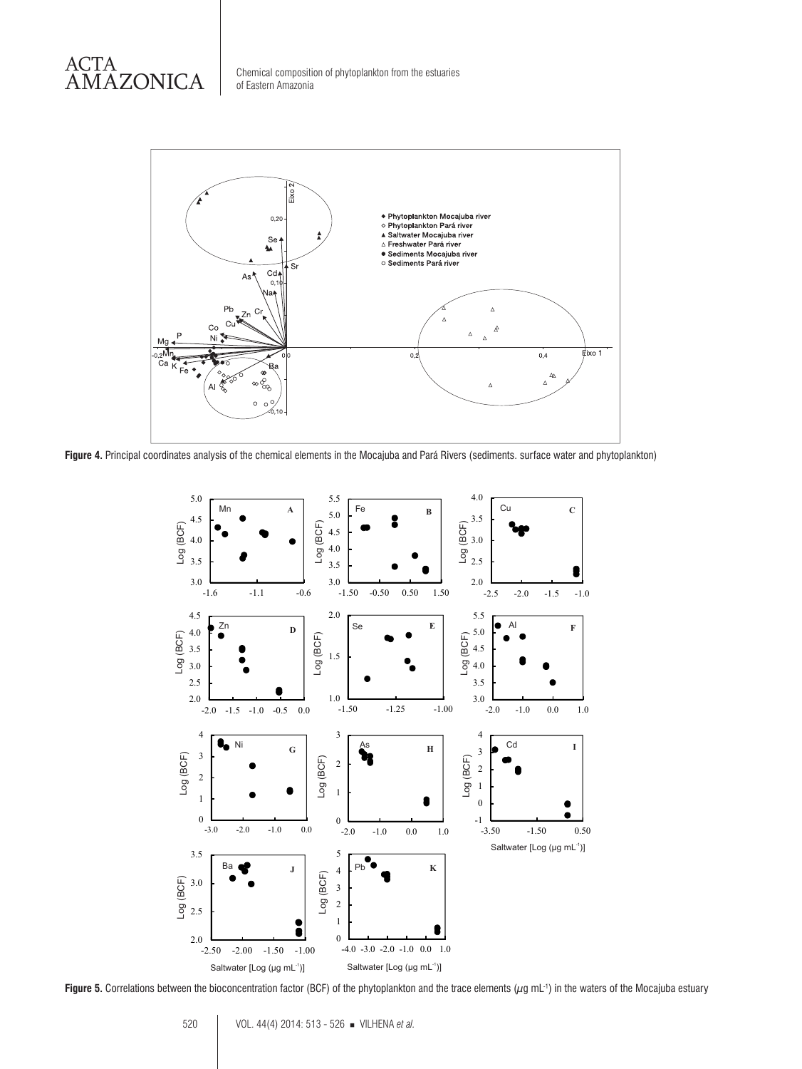**Figure 4.** Principal coordinates analysis of the chemical elements in the Mocajuba and Pará Rivers (sediments. surface water and phytoplankton)

**Figure 5.** Correlations between the bioconcentration factor (BCF) of the phytoplankton and the trace elements ($\mu$g mL$^{-1}$) in the waters of the Mocajuba estuary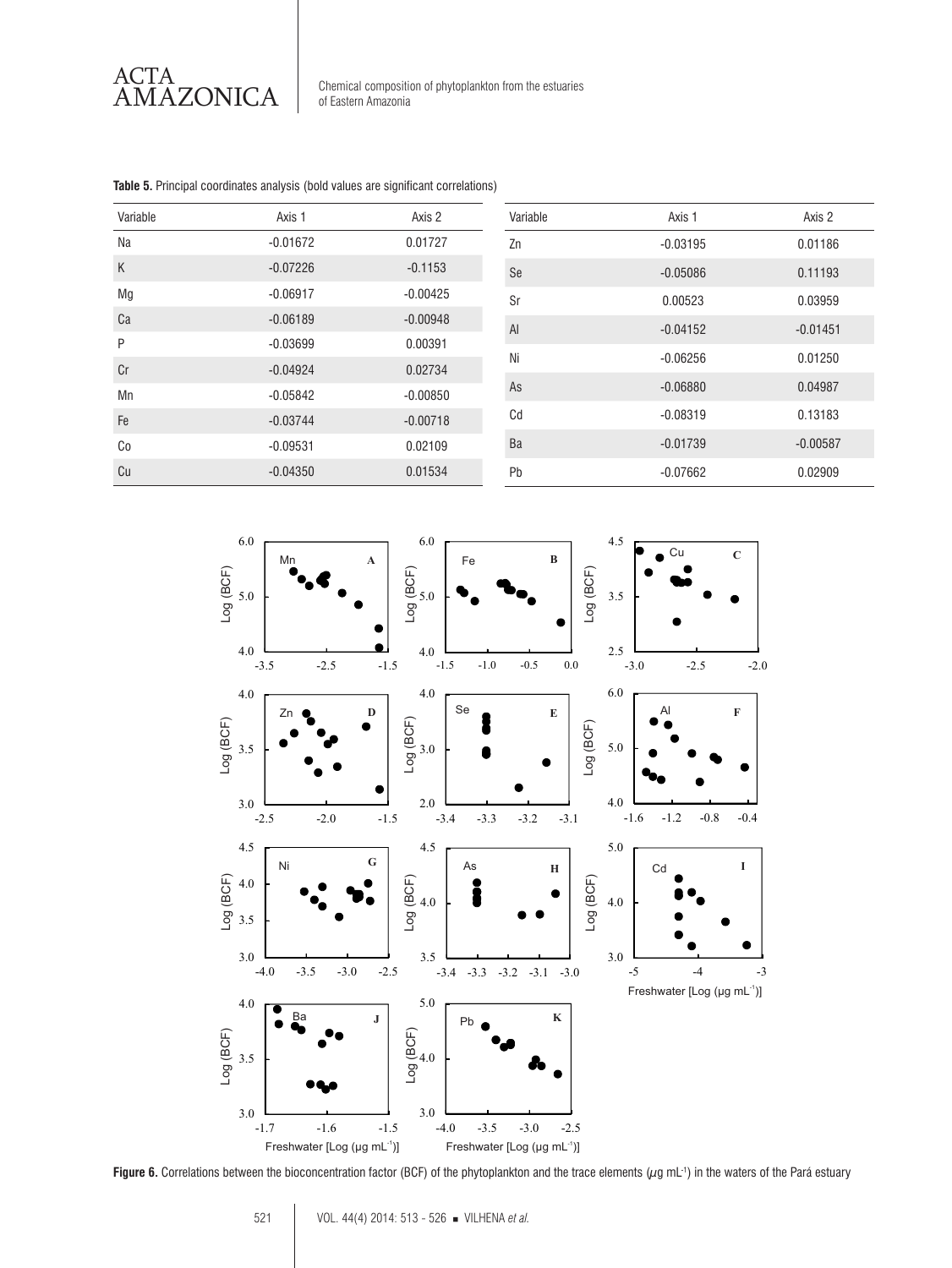**Table 5.** Principal coordinates analysis (bold values are significant correlations)

| Variable | Axis 1 | Axis 2 |
|---|---|---|
| Na | -0.01672 | 0.01727 |
| K | -0.07226 | -0.1153 |
| Mg | -0.06917 | -0.00425 |
| Ca | -0.06189 | -0.00948 |
| P | -0.03699 | 0.00391 |
| Cr | -0.04924 | 0.02734 |
| Mn | -0.05842 | -0.00850 |
| Fe | -0.03744 | -0.00718 |
| Co | -0.09531 | 0.02109 |
| Cu | -0.04350 | 0.01534 |
| Zn | -0.03195 | 0.01186 |
| Se | -0.05086 | 0.11193 |
| Sr | 0.00523 | 0.03959 |
| Al | -0.04152 | -0.01451 |
| Ni | -0.06256 | 0.01250 |
| As | -0.06880 | 0.04987 |
| Cd | -0.08319 | 0.13183 |
| Ba | -0.01739 | -0.00587 |
| Pb | -0.07662 | 0.02909 |

**Figure 6.** Correlations between the bioconcentration factor (BCF) of the phytoplankton and the trace elements (µg mL$^{-1}$) in the waters of the Pará estuary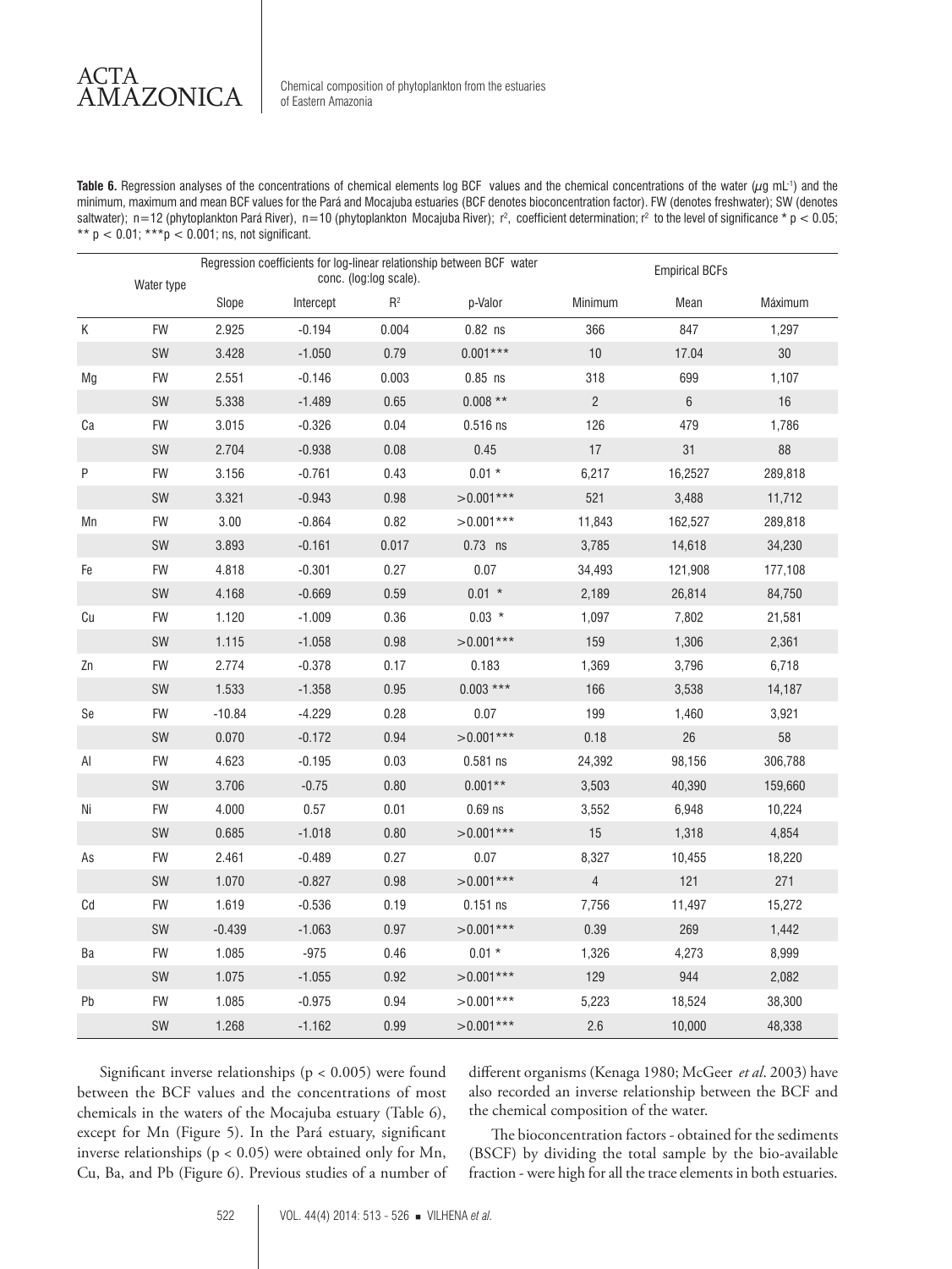**Table 6.** Regression analyses of the concentrations of chemical elements log BCF values and the chemical concentrations of the water ($\mu$g mL$^{-1}$) and the minimum, maximum and mean BCF values for the Pará and Mocajuba estuaries (BCF denotes bioconcentration factor). FW (denotes freshwater); SW (denotes saltwater); n=12 (phytoplankton Pará River), n=10 (phytoplankton Mocajuba River); $r^2$, coefficient determination; $r^2$ to the level of significance * $p < 0.05$; ** $p < 0.01$; ***$p < 0.001$; ns, not significant.

| | Water type | Regression coefficients for log-linear relationship between BCF water conc. (log:log scale). | | | | Empirical BCFs | | |
|---|---|---|---|---|---|---|---|---|
| | | Slope | Intercept | $R^2$ | p-Valor | Minimum | Mean | Máximum |
| K | FW | 2.925 | -0.194 | 0.004 | 0.82 ns | 366 | 847 | 1,297 |
| | SW | 3.428 | -1.050 | 0.79 | 0.001*** | 10 | 17.04 | 30 |
| Mg | FW | 2.551 | -0.146 | 0.003 | 0.85 ns | 318 | 699 | 1,107 |
| | SW | 5.338 | -1.489 | 0.65 | 0.008 ** | 2 | 6 | 16 |
| Ca | FW | 3.015 | -0.326 | 0.04 | 0.516 ns | 126 | 479 | 1,786 |
| | SW | 2.704 | -0.938 | 0.08 | 0.45 | 17 | 31 | 88 |
| P | FW | 3.156 | -0.761 | 0.43 | 0.01 * | 6,217 | 16,2527 | 289,818 |
| | SW | 3.321 | -0.943 | 0.98 | >0.001*** | 521 | 3,488 | 11,712 |
| Mn | FW | 3.00 | -0.864 | 0.82 | >0.001*** | 11,843 | 162,527 | 289,818 |
| | SW | 3.893 | -0.161 | 0.017 | 0.73 ns | 3,785 | 14,618 | 34,230 |
| Fe | FW | 4.818 | -0.301 | 0.27 | 0.07 | 34,493 | 121,908 | 177,108 |
| | SW | 4.168 | -0.669 | 0.59 | 0.01 * | 2,189 | 26,814 | 84,750 |
| Cu | FW | 1.120 | -1.009 | 0.36 | 0.03 * | 1,097 | 7,802 | 21,581 |
| | SW | 1.115 | -1.058 | 0.98 | >0.001*** | 159 | 1,306 | 2,361 |
| Zn | FW | 2.774 | -0.378 | 0.17 | 0.183 | 1,369 | 3,796 | 6,718 |
| | SW | 1.533 | -1.358 | 0.95 | 0.003 *** | 166 | 3,538 | 14,187 |
| Se | FW | -10.84 | -4.229 | 0.28 | 0.07 | 199 | 1,460 | 3,921 |
| | SW | 0.070 | -0.172 | 0.94 | >0.001*** | 0.18 | 26 | 58 |
| Al | FW | 4.623 | -0.195 | 0.03 | 0.581 ns | 24,392 | 98,156 | 306,788 |
| | SW | 3.706 | -0.75 | 0.80 | 0.001** | 3,503 | 40,390 | 159,660 |
| Ni | FW | 4.000 | 0.57 | 0.01 | 0.69 ns | 3,552 | 6,948 | 10,224 |
| | SW | 0.685 | -1.018 | 0.80 | >0.001*** | 15 | 1,318 | 4,854 |
| As | FW | 2.461 | -0.489 | 0.27 | 0.07 | 8,327 | 10,455 | 18,220 |
| | SW | 1.070 | -0.827 | 0.98 | >0.001*** | 4 | 121 | 271 |
| Cd | FW | 1.619 | -0.536 | 0.19 | 0.151 ns | 7,756 | 11,497 | 15,272 |
| | SW | -0.439 | -1.063 | 0.97 | >0.001*** | 0.39 | 269 | 1,442 |
| Ba | FW | 1.085 | -975 | 0.46 | 0.01 * | 1,326 | 4,273 | 8,999 |
| | SW | 1.075 | -1.055 | 0.92 | >0.001*** | 129 | 944 | 2,082 |
| Pb | FW | 1.085 | -0.975 | 0.94 | >0.001*** | 5,223 | 18,524 | 38,300 |
| | SW | 1.268 | -1.162 | 0.99 | >0.001*** | 2.6 | 10,000 | 48,338 |

Significant inverse relationships ($p < 0.005$) were found between the BCF values and the concentrations of most chemicals in the waters of the Mocajuba estuary (Table 6), except for Mn (Figure 5). In the Pará estuary, significant inverse relationships ($p < 0.05$) were obtained only for Mn, Cu, Ba, and Pb (Figure 6). Previous studies of a number of different organisms (Kenaga 1980; McGeer *et al*. 2003) have also recorded an inverse relationship between the BCF and the chemical composition of the water.

The bioconcentration factors - obtained for the sediments (BSCF) by dividing the total sample by the bio-available fraction - were high for all the trace elements in both estuaries.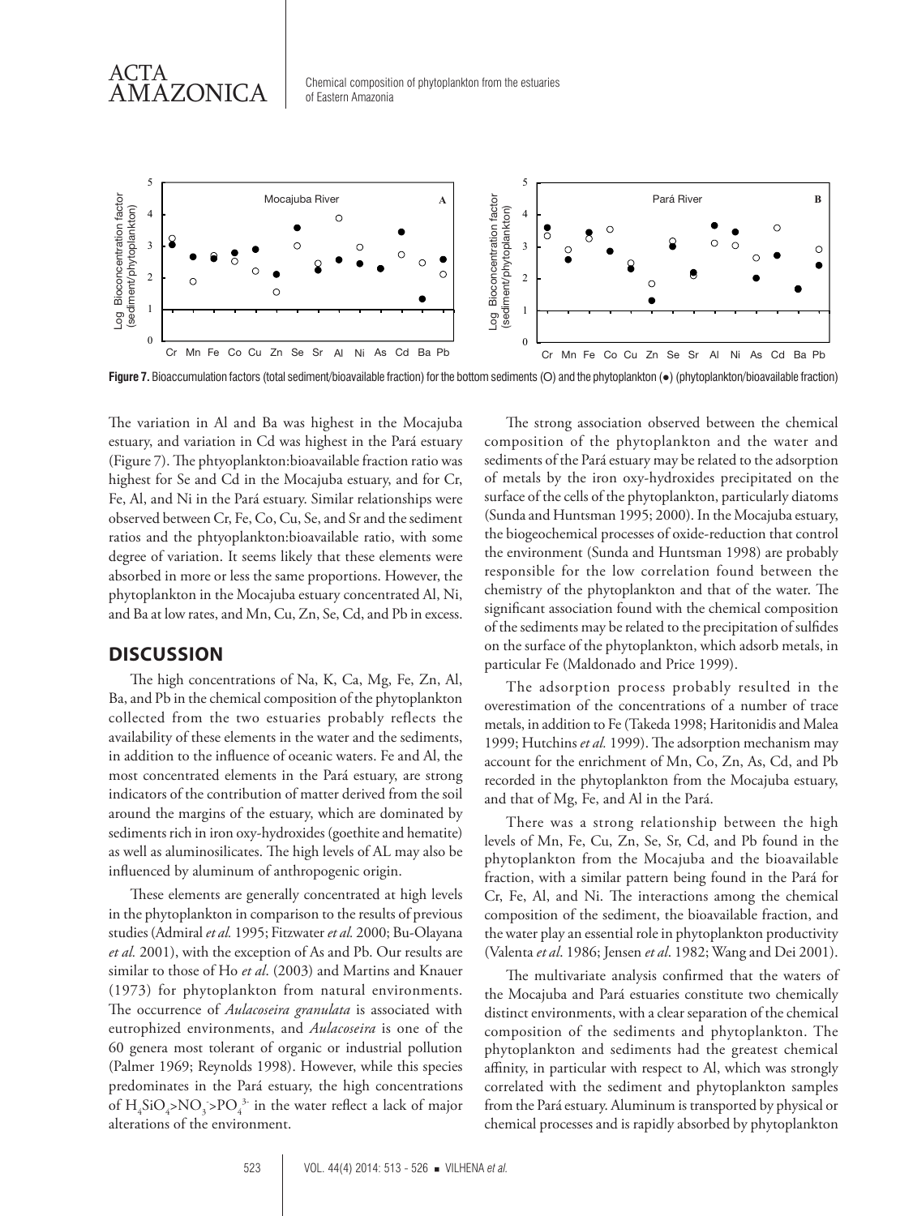Figure 7. Bioaccumulation factors (total sediment/bioavailable fraction) for the bottom sediments (O) and the phytoplankton (●) (phytoplankton/bioavailable fraction)

The variation in Al and Ba was highest in the Mocajuba estuary, and variation in Cd was highest in the Pará estuary (Figure 7). The phtyoplankton:bioavailable fraction ratio was highest for Se and Cd in the Mocajuba estuary, and for Cr, Fe, Al, and Ni in the Pará estuary. Similar relationships were observed between Cr, Fe, Co, Cu, Se, and Sr and the sediment ratios and the phtyoplankton:bioavailable ratio, with some degree of variation. It seems likely that these elements were absorbed in more or less the same proportions. However, the phytoplankton in the Mocajuba estuary concentrated Al, Ni, and Ba at low rates, and Mn, Cu, Zn, Se, Cd, and Pb in excess.

## DISCUSSION

The high concentrations of Na, K, Ca, Mg, Fe, Zn, Al, Ba, and Pb in the chemical composition of the phytoplankton collected from the two estuaries probably reflects the availability of these elements in the water and the sediments, in addition to the influence of oceanic waters. Fe and Al, the most concentrated elements in the Pará estuary, are strong indicators of the contribution of matter derived from the soil around the margins of the estuary, which are dominated by sediments rich in iron oxy-hydroxides (goethite and hematite) as well as aluminosilicates. The high levels of AL may also be influenced by aluminum of anthropogenic origin.

These elements are generally concentrated at high levels in the phytoplankton in comparison to the results of previous studies (Admiral *et al.* 1995; Fitzwater *et al.* 2000; Bu-Olayana *et al.* 2001), with the exception of As and Pb. Our results are similar to those of Ho *et al*. (2003) and Martins and Knauer (1973) for phytoplankton from natural environments. The occurrence of *Aulacoseira granulata* is associated with eutrophized environments, and *Aulacoseira* is one of the 60 genera most tolerant of organic or industrial pollution (Palmer 1969; Reynolds 1998). However, while this species predominates in the Pará estuary, the high concentrations of $H_4SiO_4 > NO_3^- > PO_4^{3-}$ in the water reflect a lack of major alterations of the environment.

The strong association observed between the chemical composition of the phytoplankton and the water and sediments of the Pará estuary may be related to the adsorption of metals by the iron oxy-hydroxides precipitated on the surface of the cells of the phytoplankton, particularly diatoms (Sunda and Huntsman 1995; 2000). In the Mocajuba estuary, the biogeochemical processes of oxide-reduction that control the environment (Sunda and Huntsman 1998) are probably responsible for the low correlation found between the chemistry of the phytoplankton and that of the water. The significant association found with the chemical composition of the sediments may be related to the precipitation of sulfides on the surface of the phytoplankton, which adsorb metals, in particular Fe (Maldonado and Price 1999).

The adsorption process probably resulted in the overestimation of the concentrations of a number of trace metals, in addition to Fe (Takeda 1998; Haritonidis and Malea 1999; Hutchins *et al.* 1999). The adsorption mechanism may account for the enrichment of Mn, Co, Zn, As, Cd, and Pb recorded in the phytoplankton from the Mocajuba estuary, and that of Mg, Fe, and Al in the Pará.

There was a strong relationship between the high levels of Mn, Fe, Cu, Zn, Se, Sr, Cd, and Pb found in the phytoplankton from the Mocajuba and the bioavailable fraction, with a similar pattern being found in the Pará for Cr, Fe, Al, and Ni. The interactions among the chemical composition of the sediment, the bioavailable fraction, and the water play an essential role in phytoplankton productivity (Valenta *et al*. 1986; Jensen *et al*. 1982; Wang and Dei 2001).

The multivariate analysis confirmed that the waters of the Mocajuba and Pará estuaries constitute two chemically distinct environments, with a clear separation of the chemical composition of the sediments and phytoplankton. The phytoplankton and sediments had the greatest chemical affinity, in particular with respect to Al, which was strongly correlated with the sediment and phytoplankton samples from the Pará estuary. Aluminum is transported by physical or chemical processes and is rapidly absorbed by phytoplankton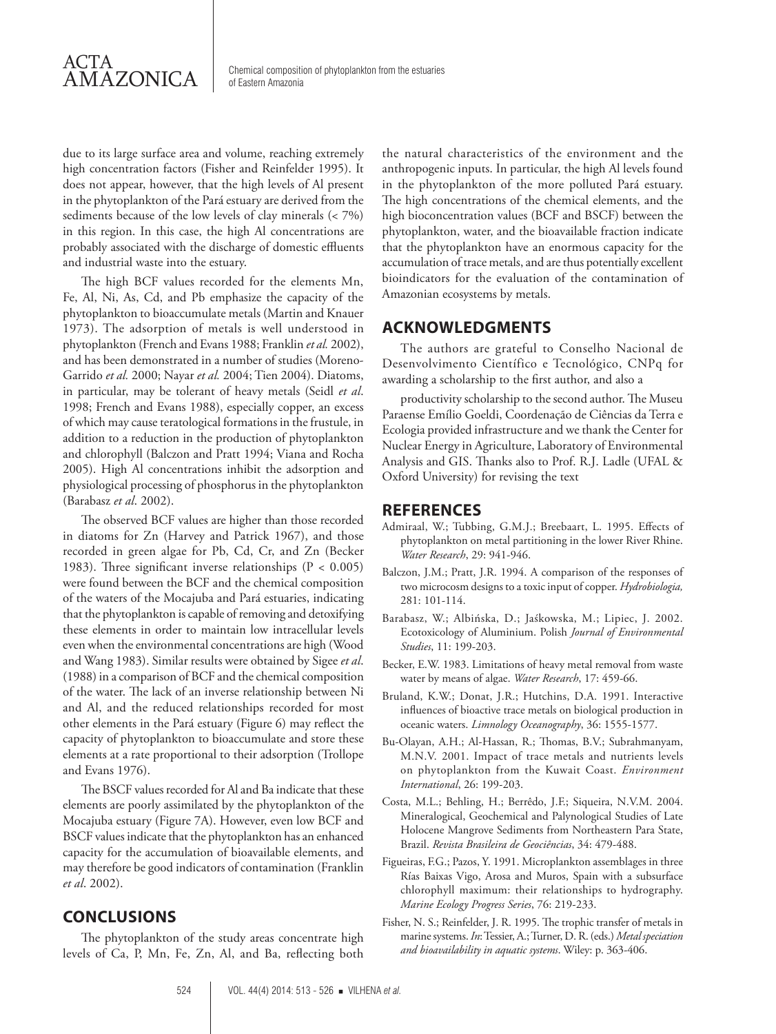due to its large surface area and volume, reaching extremely high concentration factors (Fisher and Reinfelder 1995). It does not appear, however, that the high levels of Al present in the phytoplankton of the Pará estuary are derived from the sediments because of the low levels of clay minerals (< 7%) in this region. In this case, the high Al concentrations are probably associated with the discharge of domestic effluents and industrial waste into the estuary.

The high BCF values recorded for the elements Mn, Fe, Al, Ni, As, Cd, and Pb emphasize the capacity of the phytoplankton to bioaccumulate metals (Martin and Knauer 1973). The adsorption of metals is well understood in phytoplankton (French and Evans 1988; Franklin *et al.* 2002), and has been demonstrated in a number of studies (Moreno-Garrido *et al.* 2000; Nayar *et al.* 2004; Tien 2004). Diatoms, in particular, may be tolerant of heavy metals (Seidl *et al*. 1998; French and Evans 1988), especially copper, an excess of which may cause teratological formations in the frustule, in addition to a reduction in the production of phytoplankton and chlorophyll (Balczon and Pratt 1994; Viana and Rocha 2005). High Al concentrations inhibit the adsorption and physiological processing of phosphorus in the phytoplankton (Barabasz *et al*. 2002).

The observed BCF values are higher than those recorded in diatoms for Zn (Harvey and Patrick 1967), and those recorded in green algae for Pb, Cd, Cr, and Zn (Becker 1983). Three significant inverse relationships ($P < 0.005$) were found between the BCF and the chemical composition of the waters of the Mocajuba and Pará estuaries, indicating that the phytoplankton is capable of removing and detoxifying these elements in order to maintain low intracellular levels even when the environmental concentrations are high (Wood and Wang 1983). Similar results were obtained by Sigee *et al*. (1988) in a comparison of BCF and the chemical composition of the water. The lack of an inverse relationship between Ni and Al, and the reduced relationships recorded for most other elements in the Pará estuary (Figure 6) may reflect the capacity of phytoplankton to bioaccumulate and store these elements at a rate proportional to their adsorption (Trollope and Evans 1976).

The BSCF values recorded for Al and Ba indicate that these elements are poorly assimilated by the phytoplankton of the Mocajuba estuary (Figure 7A). However, even low BCF and BSCF values indicate that the phytoplankton has an enhanced capacity for the accumulation of bioavailable elements, and may therefore be good indicators of contamination (Franklin *et al*. 2002).

## CONCLUSIONS

The phytoplankton of the study areas concentrate high levels of Ca, P, Mn, Fe, Zn, Al, and Ba, reflecting both the natural characteristics of the environment and the anthropogenic inputs. In particular, the high Al levels found in the phytoplankton of the more polluted Pará estuary. The high concentrations of the chemical elements, and the high bioconcentration values (BCF and BSCF) between the phytoplankton, water, and the bioavailable fraction indicate that the phytoplankton have an enormous capacity for the accumulation of trace metals, and are thus potentially excellent bioindicators for the evaluation of the contamination of Amazonian ecosystems by metals.

## ACKNOWLEDGMENTS

The authors are grateful to Conselho Nacional de Desenvolvimento Científico e Tecnológico, CNPq for awarding a scholarship to the first author, and also a

productivity scholarship to the second author. The Museu Paraense Emílio Goeldi, Coordenação de Ciências da Terra e Ecologia provided infrastructure and we thank the Center for Nuclear Energy in Agriculture, Laboratory of Environmental Analysis and GIS. Thanks also to Prof. R.J. Ladle (UFAL & Oxford University) for revising the text

## REFERENCES

Admiraal, W.; Tubbing, G.M.J.; Breebaart, L. 1995. Effects of phytoplankton on metal partitioning in the lower River Rhine. *Water Research*, 29: 941-946.

Balczon, J.M.; Pratt, J.R. 1994. A comparison of the responses of two microcosm designs to a toxic input of copper. *Hydrobiologia,* 281: 101-114.

Barabasz, W.; Albińska, D.; Jaśkowska, M.; Lipiec, J. 2002. Ecotoxicology of Aluminium. Polish *Journal of Environmental Studies*, 11: 199-203.

Becker, E.W. 1983. Limitations of heavy metal removal from waste water by means of algae. *Water Research*, 17: 459-66.

Bruland, K.W.; Donat, J.R.; Hutchins, D.A. 1991. Interactive influences of bioactive trace metals on biological production in oceanic waters. *Limnology Oceanography*, 36: 1555-1577.

Bu-Olayan, A.H.; Al-Hassan, R.; Thomas, B.V.; Subrahmanyam, M.N.V. 2001. Impact of trace metals and nutrients levels on phytoplankton from the Kuwait Coast. *Environment International*, 26: 199-203.

Costa, M.L.; Behling, H.; Berrêdo, J.F.; Siqueira, N.V.M. 2004. Mineralogical, Geochemical and Palynological Studies of Late Holocene Mangrove Sediments from Northeastern Para State, Brazil. *Revista Brasileira de Geociências*, 34: 479-488.

Figueiras, F.G.; Pazos, Y. 1991. Microplankton assemblages in three Rías Baixas Vigo, Arosa and Muros, Spain with a subsurface chlorophyll maximum: their relationships to hydrography. *Marine Ecology Progress Series*, 76: 219-233.

Fisher, N. S.; Reinfelder, J. R. 1995. The trophic transfer of metals in marine systems. *In*: Tessier, A.; Turner, D. R. (eds.) *Metal speciation and bioavailability in aquatic systems*. Wiley: p. 363-406.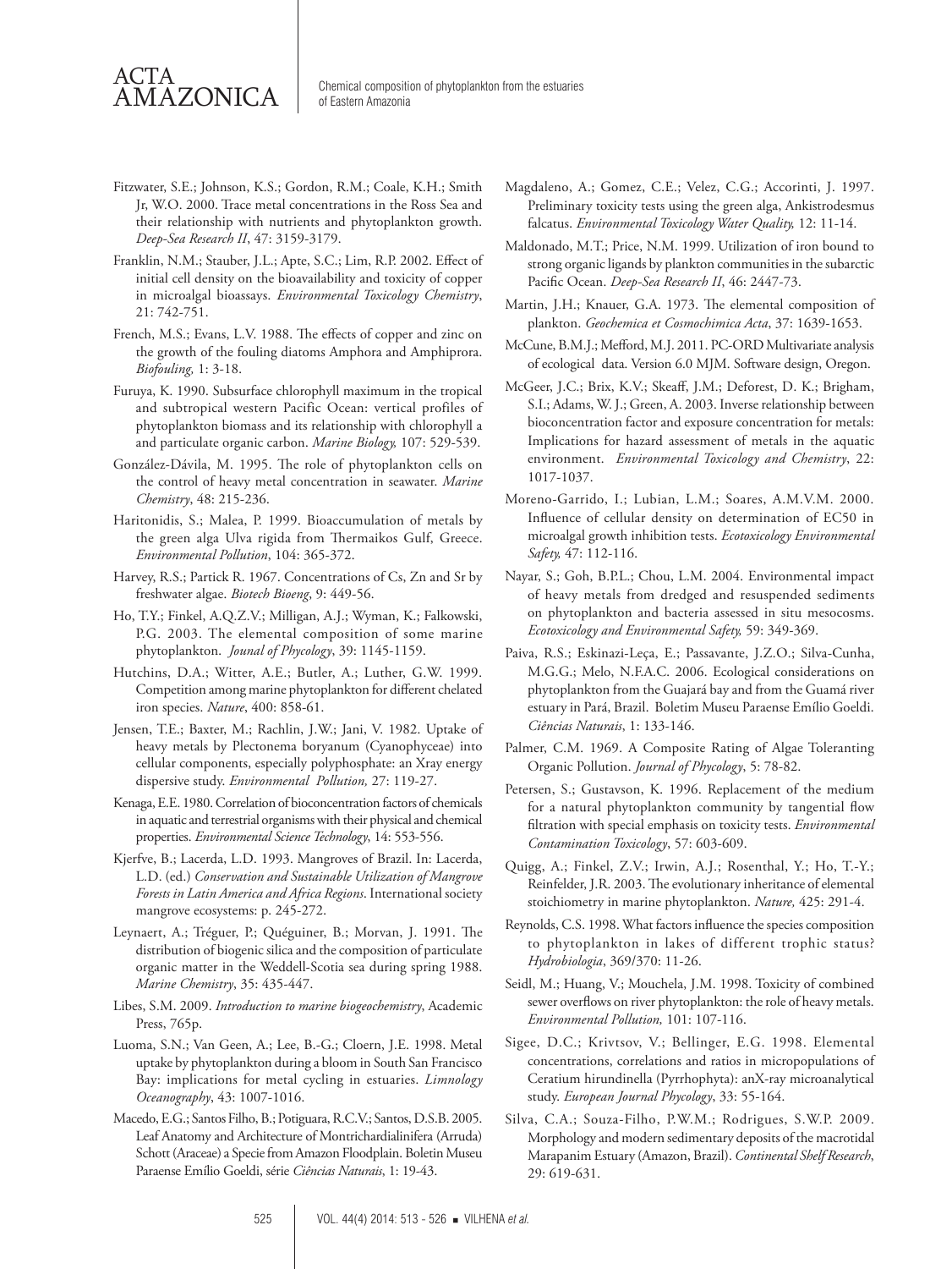Fitzwater, S.E.; Johnson, K.S.; Gordon, R.M.; Coale, K.H.; Smith Jr, W.O. 2000. Trace metal concentrations in the Ross Sea and their relationship with nutrients and phytoplankton growth. *Deep-Sea Research II*, 47: 3159-3179.

Franklin, N.M.; Stauber, J.L.; Apte, S.C.; Lim, R.P. 2002. Effect of initial cell density on the bioavailability and toxicity of copper in microalgal bioassays. *Environmental Toxicology Chemistry*, 21: 742-751.

French, M.S.; Evans, L.V. 1988. The effects of copper and zinc on the growth of the fouling diatoms Amphora and Amphiprora. *Biofouling,* 1: 3-18.

Furuya, K. 1990. Subsurface chlorophyll maximum in the tropical and subtropical western Pacific Ocean: vertical profiles of phytoplankton biomass and its relationship with chlorophyll a and particulate organic carbon. *Marine Biology,* 107: 529-539.

González-Dávila, M. 1995. The role of phytoplankton cells on the control of heavy metal concentration in seawater. *Marine Chemistry*, 48: 215-236.

Haritonidis, S.; Malea, P. 1999. Bioaccumulation of metals by the green alga Ulva rigida from Thermaikos Gulf, Greece. *Environmental Pollution*, 104: 365-372.

Harvey, R.S.; Partick R. 1967. Concentrations of Cs, Zn and Sr by freshwater algae. *Biotech Bioeng*, 9: 449-56.

Ho, T.Y.; Finkel, A.Q.Z.V.; Milligan, A.J.; Wyman, K.; Falkowski, P.G. 2003. The elemental composition of some marine phytoplankton. *Jounal of Phycology*, 39: 1145-1159.

Hutchins, D.A.; Witter, A.E.; Butler, A.; Luther, G.W. 1999. Competition among marine phytoplankton for different chelated iron species. *Nature*, 400: 858-61.

Jensen, T.E.; Baxter, M.; Rachlin, J.W.; Jani, V. 1982. Uptake of heavy metals by Plectonema boryanum (Cyanophyceae) into cellular components, especially polyphosphate: an Xray energy dispersive study. *Environmental Pollution,* 27: 119-27.

Kenaga, E.E. 1980. Correlation of bioconcentration factors of chemicals in aquatic and terrestrial organisms with their physical and chemical properties. *Environmental Science Technology*, 14: 553-556.

Kjerfve, B.; Lacerda, L.D. 1993. Mangroves of Brazil. In: Lacerda, L.D. (ed.) *Conservation and Sustainable Utilization of Mangrove Forests in Latin America and Africa Regions*. International society mangrove ecosystems: p. 245-272.

Leynaert, A.; Tréguer, P.; Quéguiner, B.; Morvan, J. 1991. The distribution of biogenic silica and the composition of particulate organic matter in the Weddell-Scotia sea during spring 1988. *Marine Chemistry*, 35: 435-447.

Libes, S.M. 2009. *Introduction to marine biogeochemistry*, Academic Press, 765p.

Luoma, S.N.; Van Geen, A.; Lee, B.-G.; Cloern, J.E. 1998. Metal uptake by phytoplankton during a bloom in South San Francisco Bay: implications for metal cycling in estuaries. *Limnology Oceanography*, 43: 1007-1016.

Macedo, E.G.; Santos Filho, B.; Potiguara, R.C.V.; Santos, D.S.B. 2005. Leaf Anatomy and Architecture of Montrichardialinifera (Arruda) Schott (Araceae) a Specie from Amazon Floodplain. Boletin Museu Paraense Emílio Goeldi, série *Ciências Naturais*, 1: 19-43.

Magdaleno, A.; Gomez, C.E.; Velez, C.G.; Accorinti, J. 1997. Preliminary toxicity tests using the green alga, Ankistrodesmus falcatus. *Environmental Toxicology Water Quality,* 12: 11-14.

Maldonado, M.T.; Price, N.M. 1999. Utilization of iron bound to strong organic ligands by plankton communities in the subarctic Pacific Ocean. *Deep-Sea Research II*, 46: 2447-73.

Martin, J.H.; Knauer, G.A. 1973. The elemental composition of plankton. *Geochemica et Cosmochimica Acta*, 37: 1639-1653.

McCune, B.M.J.; Mefford, M.J. 2011. PC-ORD Multivariate analysis of ecological data. Version 6.0 MJM. Software design, Oregon.

McGeer, J.C.; Brix, K.V.; Skeaff, J.M.; Deforest, D. K.; Brigham, S.I.; Adams, W. J.; Green, A. 2003. Inverse relationship between bioconcentration factor and exposure concentration for metals: Implications for hazard assessment of metals in the aquatic environment. *Environmental Toxicology and Chemistry*, 22: 1017-1037.

Moreno-Garrido, I.; Lubian, L.M.; Soares, A.M.V.M. 2000. Influence of cellular density on determination of EC50 in microalgal growth inhibition tests. *Ecotoxicology Environmental Safety,* 47: 112-116.

Nayar, S.; Goh, B.P.L.; Chou, L.M. 2004. Environmental impact of heavy metals from dredged and resuspended sediments on phytoplankton and bacteria assessed in situ mesocosms. *Ecotoxicology and Environmental Safety,* 59: 349-369.

Paiva, R.S.; Eskinazi-Leça, E.; Passavante, J.Z.O.; Silva-Cunha, M.G.G.; Melo, N.F.A.C. 2006. Ecological considerations on phytoplankton from the Guajará bay and from the Guamá river estuary in Pará, Brazil. Boletim Museu Paraense Emílio Goeldi. *Ciências Naturais*, 1: 133-146.

Palmer, C.M. 1969. A Composite Rating of Algae Toleranting Organic Pollution. *Journal of Phycology*, 5: 78-82.

Petersen, S.; Gustavson, K. 1996. Replacement of the medium for a natural phytoplankton community by tangential flow filtration with special emphasis on toxicity tests. *Environmental Contamination Toxicology*, 57: 603-609.

Quigg, A.; Finkel, Z.V.; Irwin, A.J.; Rosenthal, Y.; Ho, T.-Y.; Reinfelder, J.R. 2003. The evolutionary inheritance of elemental stoichiometry in marine phytoplankton. *Nature,* 425: 291-4.

Reynolds, C.S. 1998. What factors influence the species composition to phytoplankton in lakes of different trophic status? *Hydrobiologia*, 369/370: 11-26.

Seidl, M.; Huang, V.; Mouchela, J.M. 1998. Toxicity of combined sewer overflows on river phytoplankton: the role of heavy metals. *Environmental Pollution,* 101: 107-116.

Sigee, D.C.; Krivtsov, V.; Bellinger, E.G. 1998. Elemental concentrations, correlations and ratios in micropopulations of Ceratium hirundinella (Pyrrhophyta): anX-ray microanalytical study. *European Journal Phycology*, 33: 55-164.

Silva, C.A.; Souza-Filho, P.W.M.; Rodrigues, S.W.P. 2009. Morphology and modern sedimentary deposits of the macrotidal Marapanim Estuary (Amazon, Brazil). *Continental Shelf Research*, 29: 619-631.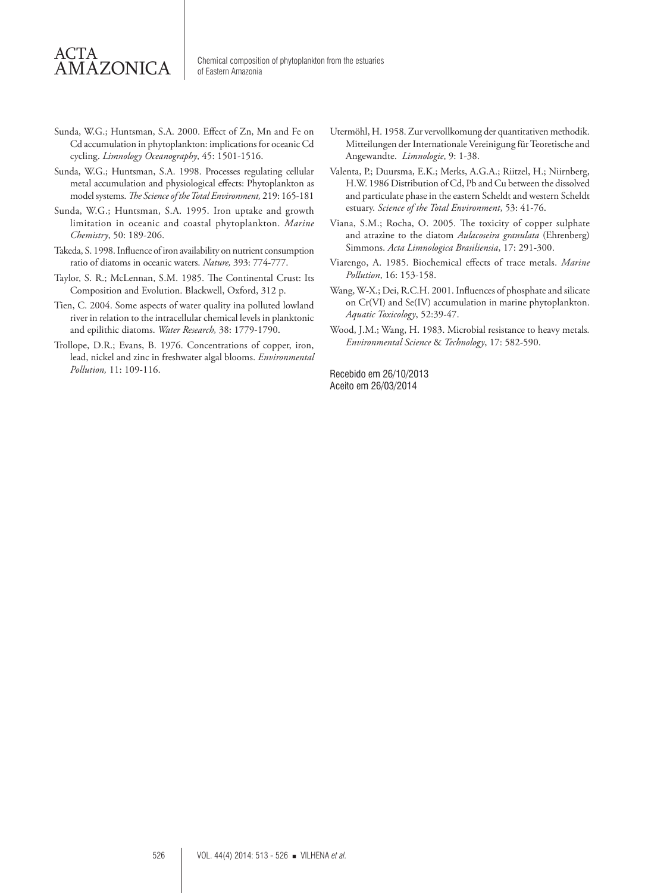Sunda, W.G.; Huntsman, S.A. 2000. Effect of Zn, Mn and Fe on Cd accumulation in phytoplankton: implications for oceanic Cd cycling. *Limnology Oceanography*, 45: 1501-1516.

Sunda, W.G.; Huntsman, S.A. 1998. Processes regulating cellular metal accumulation and physiological effects: Phytoplankton as model systems. *The Science of the Total Environment,* 219: 165-181

Sunda, W.G.; Huntsman, S.A. 1995. Iron uptake and growth limitation in oceanic and coastal phytoplankton. *Marine Chemistry*, 50: 189-206.

Takeda, S. 1998. Influence of iron availability on nutrient consumption ratio of diatoms in oceanic waters. *Nature,* 393: 774-777.

Taylor, S. R.; McLennan, S.M. 1985. The Continental Crust: Its Composition and Evolution. Blackwell, Oxford, 312 p.

Tien, C. 2004. Some aspects of water quality ina polluted lowland river in relation to the intracellular chemical levels in planktonic and epilithic diatoms. *Water Research,* 38: 1779-1790.

Trollope, D.R.; Evans, B. 1976. Concentrations of copper, iron, lead, nickel and zinc in freshwater algal blooms. *Environmental Pollution,* 11: 109-116.

Utermöhl, H. 1958. Zur vervollkomung der quantitativen methodik. Mitteilungen der Internationale Vereinigung für Teoretische and Angewandte. *Limnologie*, 9: 1-38.

Valenta, P.; Duursma, E.K.; Merks, A.G.A.; Riitzel, H.; Niirnberg, H.W. 1986 Distribution of Cd, Pb and Cu between the dissolved and particulate phase in the eastern Scheldt and western Scheldt estuary. *Science of the Total Environment*, 53: 41-76.

Viana, S.M.; Rocha, O. 2005. The toxicity of copper sulphate and atrazine to the diatom *Aulacoseira granulata* (Ehrenberg) Simmons. *Acta Limnologica Brasiliensia*, 17: 291-300.

Viarengo, A. 1985. Biochemical effects of trace metals. *Marine Pollution*, 16: 153-158.

Wang, W-X.; Dei, R.C.H. 2001. Influences of phosphate and silicate on Cr(VI) and Se(IV) accumulation in marine phytoplankton. *Aquatic Toxicology*, 52:39-47.

Wood, J.M.; Wang, H. 1983. Microbial resistance to heavy metals. *Environmental Science* & *Technology*, 17: 582-590.

Recebido em 26/10/2013
Aceito em 26/03/2014